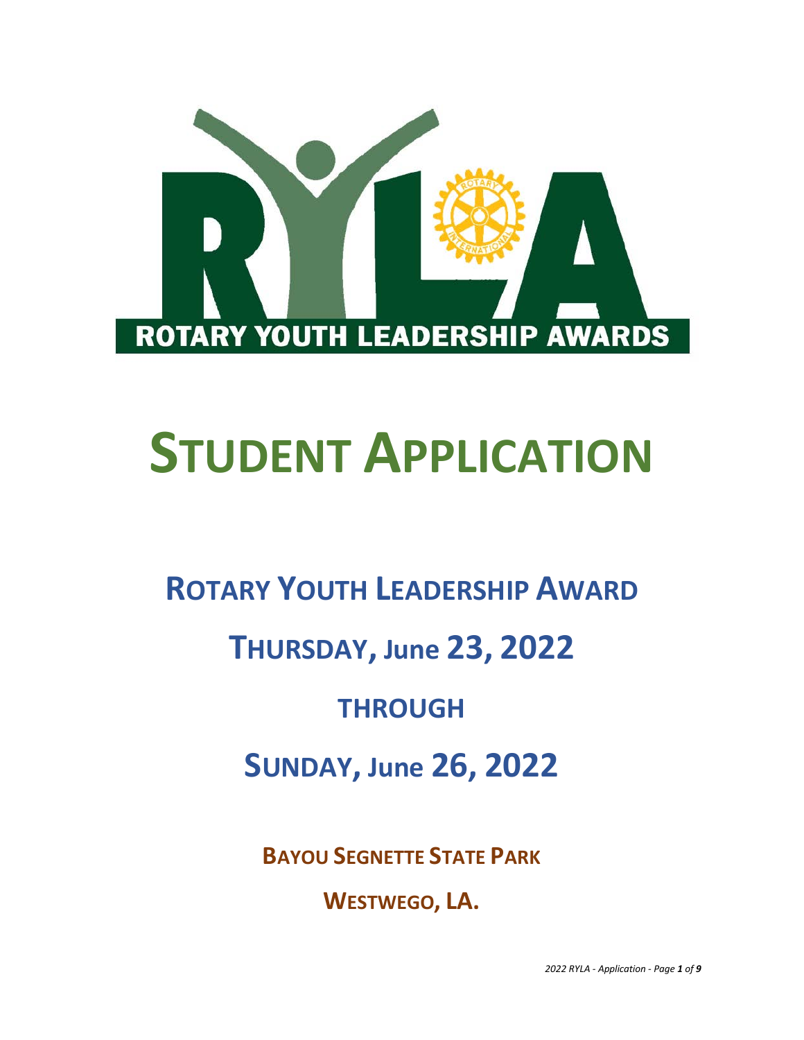ROTARY YOUTH LEADERSHIP AWARDS

# STUDENT APPLICATION

## ROTARY YOUTH LEADERSHIP AWARD

## THURSDAY, June 23, 2022

## THROUGH

## SUNDAY, June 26, 2022

### BAYOU SEGNETTE STATE PARK

### WESTWEGO, LA.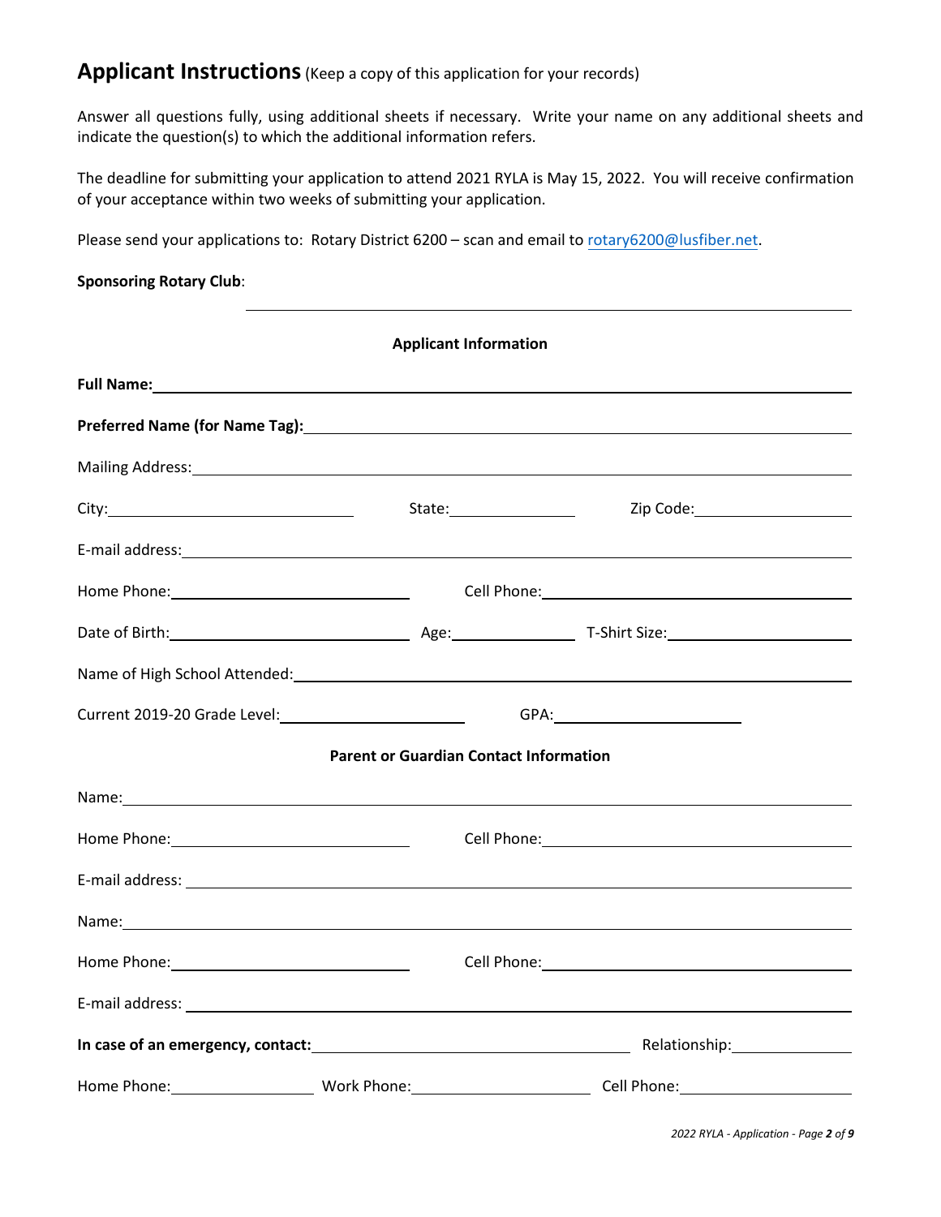## Applicant Instructions (Keep a copy of this application for your records)

Answer all questions fully, using additional sheets if necessary. Write your name on any additional sheets and indicate the question(s) to which the additional information refers.

The deadline for submitting your application to attend 2021 RYLA is May 15, 2022. You will receive confirmation of your acceptance within two weeks of submitting your application.

Please send your applications to: Rotary District 6200 – scan and email to rotary6200@lusfiber.net.

**Sponsoring Rotary Club**: ______________________________

**Applicant Information**

**Full Name:** ______________________________

**Preferred Name (for Name Tag):** ______________________________

Mailing Address: ______________________________

City: ______________ State: __________ Zip Code: ______________

E-mail address: ______________________________

Home Phone: ______________ Cell Phone: ______________

Date of Birth: ______________ Age: __________ T-Shirt Size: ______________

Name of High School Attended: ______________________________

Current 2019-20 Grade Level: ______________ GPA: ______________

**Parent or Guardian Contact Information**

Name: ______________________________

Home Phone: ______________ Cell Phone: ______________

E-mail address: ______________________________

Name: ______________________________

Home Phone: ______________ Cell Phone: ______________

E-mail address: ______________________________

**In case of an emergency, contact:** ______________________ Relationship: ______________

Home Phone: ______________ Work Phone: ______________ Cell Phone: ______________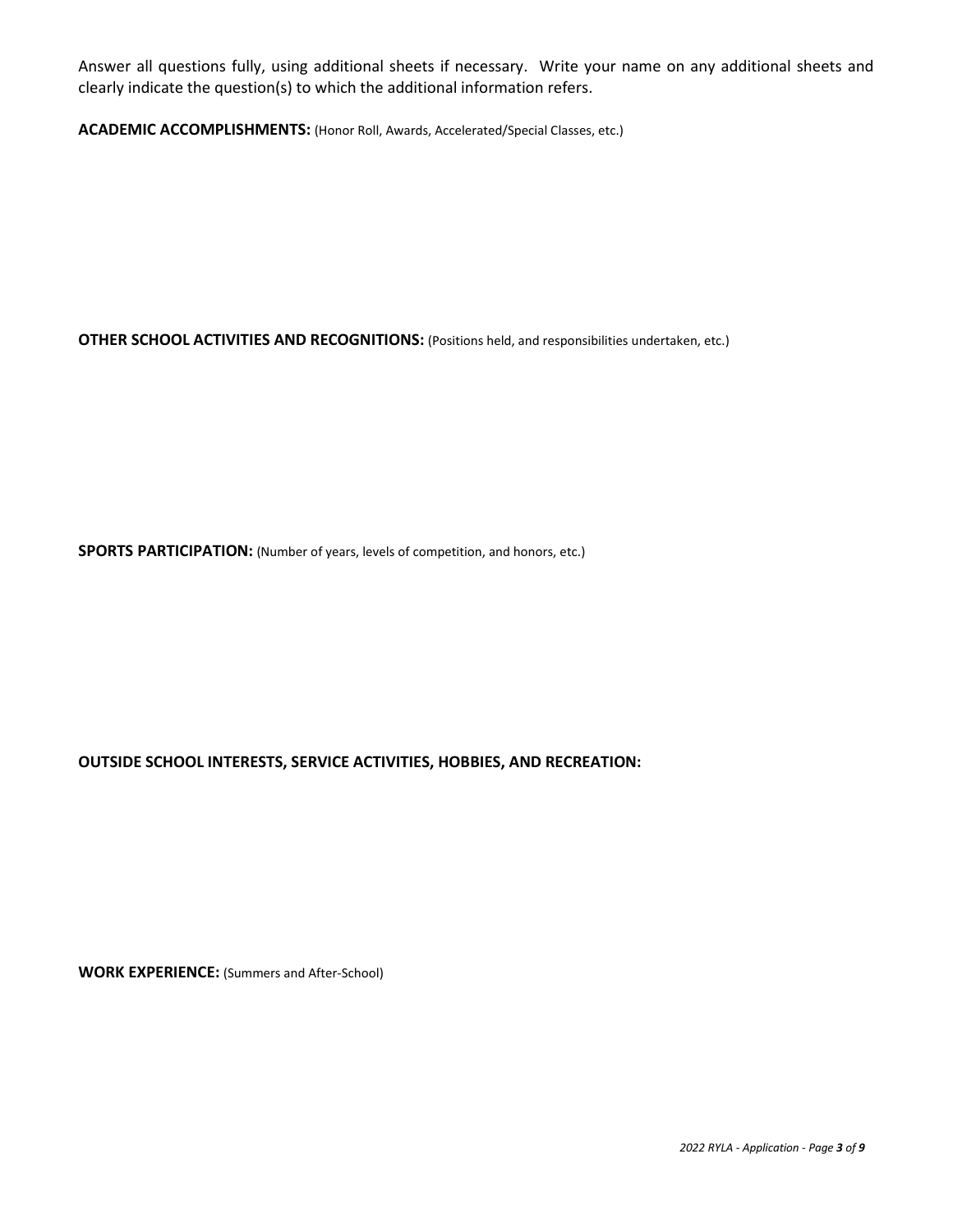Answer all questions fully, using additional sheets if necessary. Write your name on any additional sheets and clearly indicate the question(s) to which the additional information refers.

**ACADEMIC ACCOMPLISHMENTS:** (Honor Roll, Awards, Accelerated/Special Classes, etc.)

**OTHER SCHOOL ACTIVITIES AND RECOGNITIONS:** (Positions held, and responsibilities undertaken, etc.)

**SPORTS PARTICIPATION:** (Number of years, levels of competition, and honors, etc.)

**OUTSIDE SCHOOL INTERESTS, SERVICE ACTIVITIES, HOBBIES, AND RECREATION:**

**WORK EXPERIENCE:** (Summers and After-School)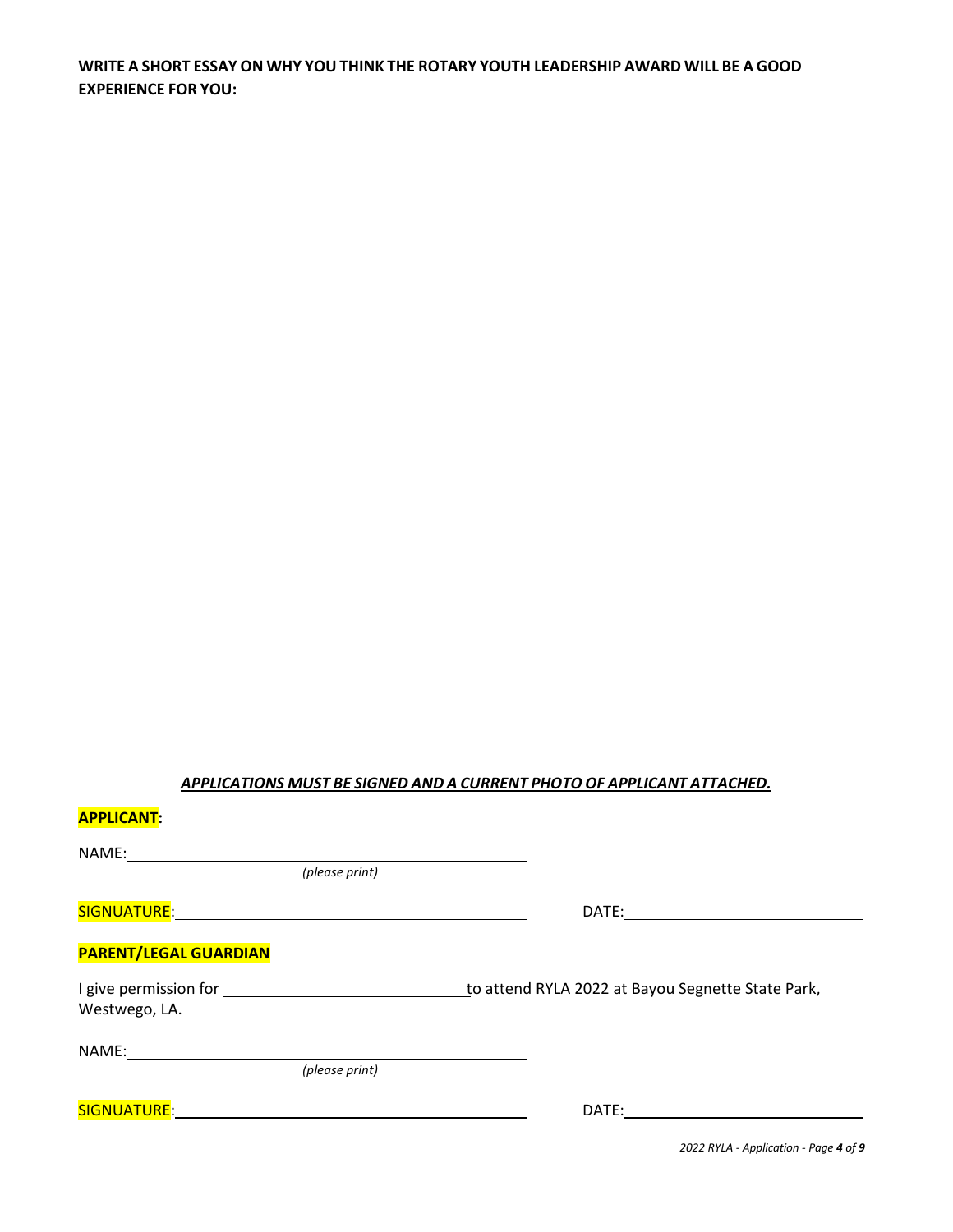**WRITE A SHORT ESSAY ON WHY YOU THINK THE ROTARY YOUTH LEADERSHIP AWARD WILL BE A GOOD EXPERIENCE FOR YOU:**

***APPLICATIONS MUST BE SIGNED AND A CURRENT PHOTO OF APPLICANT ATTACHED.***

**APPLICANT:**

NAME: ______________________________________________
*(please print)*

SIGNUATURE: ________________________________________ DATE: ___________________________

**PARENT/LEGAL GUARDIAN**

I give permission for ___________________________ to attend RYLA 2022 at Bayou Segnette State Park, Westwego, LA.

NAME: ______________________________________________
*(please print)*

SIGNUATURE: ________________________________________ DATE: ___________________________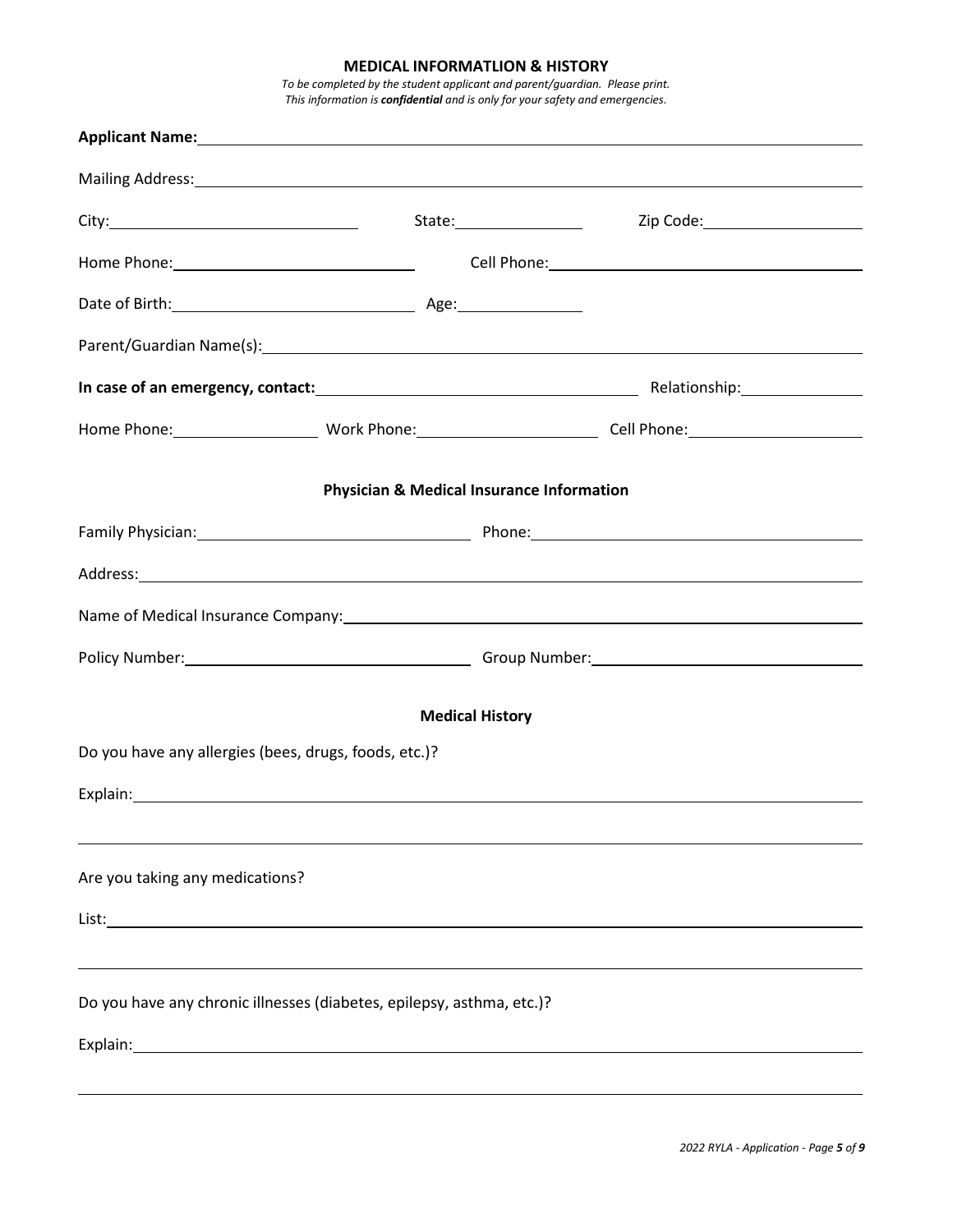## MEDICAL INFORMATLION & HISTORY

*To be completed by the student applicant and parent/guardian. Please print.*
*This information is **confidential** and is only for your safety and emergencies.*

**Applicant Name:** ______________________________________________

Mailing Address: ______________________________________________

City: ____________________ State: ____________ Zip Code: ____________

Home Phone: ____________________ Cell Phone: ____________________

Date of Birth: ____________________ Age: ____________

Parent/Guardian Name(s): ______________________________________________

**In case of an emergency, contact:** ____________________ Relationship: ____________

Home Phone: ____________ Work Phone: ____________ Cell Phone: ____________

### Physician & Medical Insurance Information

Family Physician: ____________________ Phone: ____________________

Address: ______________________________________________

Name of Medical Insurance Company: ______________________________________________

Policy Number: ____________________ Group Number: ____________________

### Medical History

Do you have any allergies (bees, drugs, foods, etc.)?

Explain: ______________________________________________

______________________________________________

Are you taking any medications?

List: ______________________________________________

______________________________________________

Do you have any chronic illnesses (diabetes, epilepsy, asthma, etc.)?

Explain: ______________________________________________

______________________________________________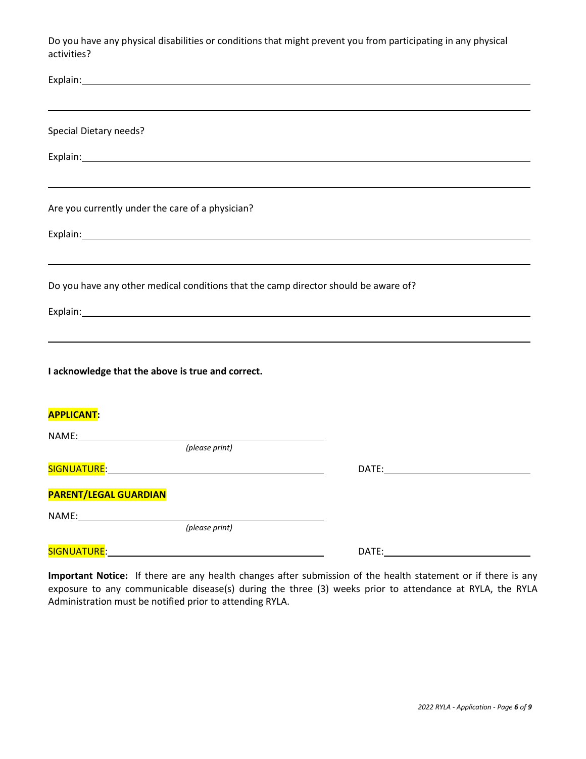Do you have any physical disabilities or conditions that might prevent you from participating in any physical activities?

Explain: ______________________________________________________________________________

______________________________________________________________________________________

Special Dietary needs?

Explain: ______________________________________________________________________________

______________________________________________________________________________________

Are you currently under the care of a physician?

Explain: ______________________________________________________________________________

______________________________________________________________________________________

Do you have any other medical conditions that the camp director should be aware of?

Explain: ______________________________________________________________________________

______________________________________________________________________________________

**I acknowledge that the above is true and correct.**

**APPLICANT:**

NAME: ____________________________________________
*(please print)*

SIGNATURE: ________________________________________ DATE: ____________________

**PARENT/LEGAL GUARDIAN**

NAME: ____________________________________________
*(please print)*

SIGNATURE: ________________________________________ DATE: ____________________

**Important Notice:** If there are any health changes after submission of the health statement or if there is any exposure to any communicable disease(s) during the three (3) weeks prior to attendance at RYLA, the RYLA Administration must be notified prior to attending RYLA.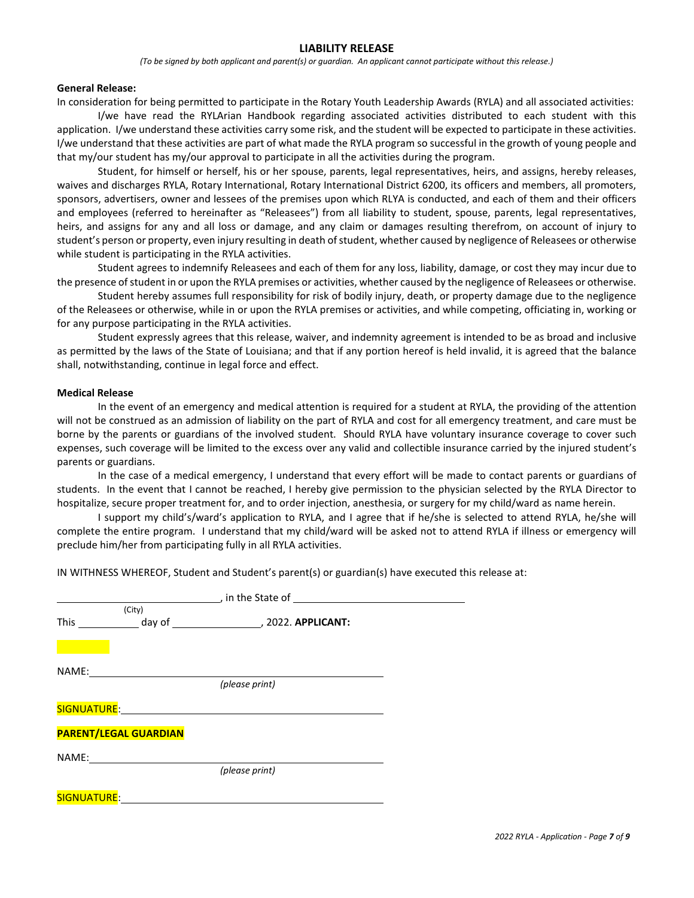## LIABILITY RELEASE

*(To be signed by both applicant and parent(s) or guardian. An applicant cannot participate without this release.)*

**General Release:**

In consideration for being permitted to participate in the Rotary Youth Leadership Awards (RYLA) and all associated activities:

I/we have read the RYLArian Handbook regarding associated activities distributed to each student with this application. I/we understand these activities carry some risk, and the student will be expected to participate in these activities. I/we understand that these activities are part of what made the RYLA program so successful in the growth of young people and that my/our student has my/our approval to participate in all the activities during the program.

Student, for himself or herself, his or her spouse, parents, legal representatives, heirs, and assigns, hereby releases, waives and discharges RYLA, Rotary International, Rotary International District 6200, its officers and members, all promoters, sponsors, advertisers, owner and lessees of the premises upon which RLYA is conducted, and each of them and their officers and employees (referred to hereinafter as "Releasees") from all liability to student, spouse, parents, legal representatives, heirs, and assigns for any and all loss or damage, and any claim or damages resulting therefrom, on account of injury to student's person or property, even injury resulting in death of student, whether caused by negligence of Releasees or otherwise while student is participating in the RYLA activities.

Student agrees to indemnify Releasees and each of them for any loss, liability, damage, or cost they may incur due to the presence of student in or upon the RYLA premises or activities, whether caused by the negligence of Releasees or otherwise.

Student hereby assumes full responsibility for risk of bodily injury, death, or property damage due to the negligence of the Releasees or otherwise, while in or upon the RYLA premises or activities, and while competing, officiating in, working or for any purpose participating in the RYLA activities.

Student expressly agrees that this release, waiver, and indemnity agreement is intended to be as broad and inclusive as permitted by the laws of the State of Louisiana; and that if any portion hereof is held invalid, it is agreed that the balance shall, notwithstanding, continue in legal force and effect.

**Medical Release**

In the event of an emergency and medical attention is required for a student at RYLA, the providing of the attention will not be construed as an admission of liability on the part of RYLA and cost for all emergency treatment, and care must be borne by the parents or guardians of the involved student. Should RYLA have voluntary insurance coverage to cover such expenses, such coverage will be limited to the excess over any valid and collectible insurance carried by the injured student's parents or guardians.

In the case of a medical emergency, I understand that every effort will be made to contact parents or guardians of students. In the event that I cannot be reached, I hereby give permission to the physician selected by the RYLA Director to hospitalize, secure proper treatment for, and to order injection, anesthesia, or surgery for my child/ward as name herein.

I support my child's/ward's application to RYLA, and I agree that if he/she is selected to attend RYLA, he/she will complete the entire program. I understand that my child/ward will be asked not to attend RYLA if illness or emergency will preclude him/her from participating fully in all RYLA activities.

IN WITNESS WHEREOF, Student and Student's parent(s) or guardian(s) have executed this release at:

______________________________, in the State of ______________________________
(City)

This __________ day of ______________, 2022. **APPLICANT:**

NAME: ____________________________________________
*(please print)*

SIGNATURE: ____________________________________________

**PARENT/LEGAL GUARDIAN**

NAME: ____________________________________________
*(please print)*

SIGNATURE: ____________________________________________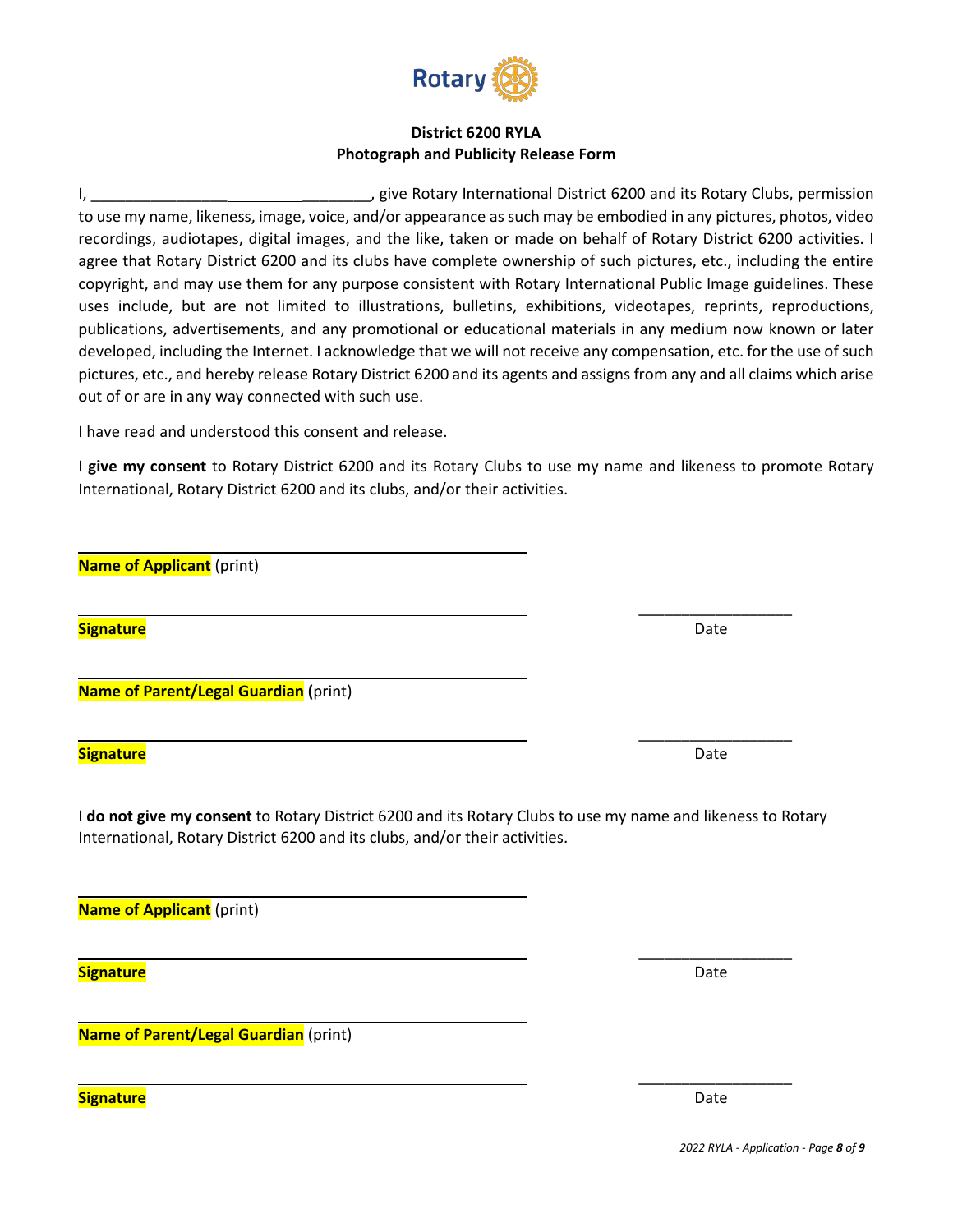Rotary

**District 6200 RYLA**
**Photograph and Publicity Release Form**

I, _________________________________, give Rotary International District 6200 and its Rotary Clubs, permission to use my name, likeness, image, voice, and/or appearance as such may be embodied in any pictures, photos, video recordings, audiotapes, digital images, and the like, taken or made on behalf of Rotary District 6200 activities. I agree that Rotary District 6200 and its clubs have complete ownership of such pictures, etc., including the entire copyright, and may use them for any purpose consistent with Rotary International Public Image guidelines. These uses include, but are not limited to illustrations, bulletins, exhibitions, videotapes, reprints, reproductions, publications, advertisements, and any promotional or educational materials in any medium now known or later developed, including the Internet. I acknowledge that we will not receive any compensation, etc. for the use of such pictures, etc., and hereby release Rotary District 6200 and its agents and assigns from any and all claims which arise out of or are in any way connected with such use.

I have read and understood this consent and release.

I **give my consent** to Rotary District 6200 and its Rotary Clubs to use my name and likeness to promote Rotary International, Rotary District 6200 and its clubs, and/or their activities.

_____________________________________________

**Name of Applicant** (print)

_____________________________________________ ____________________

**Signature** Date

_____________________________________________

**Name of Parent/Legal Guardian (**print)

_____________________________________________ ____________________

**Signature** Date

I **do not give my consent** to Rotary District 6200 and its Rotary Clubs to use my name and likeness to Rotary International, Rotary District 6200 and its clubs, and/or their activities.

_____________________________________________

**Name of Applicant** (print)

_____________________________________________ ____________________

**Signature** Date

_____________________________________________

**Name of Parent/Legal Guardian** (print)

_____________________________________________ ____________________

**Signature** Date